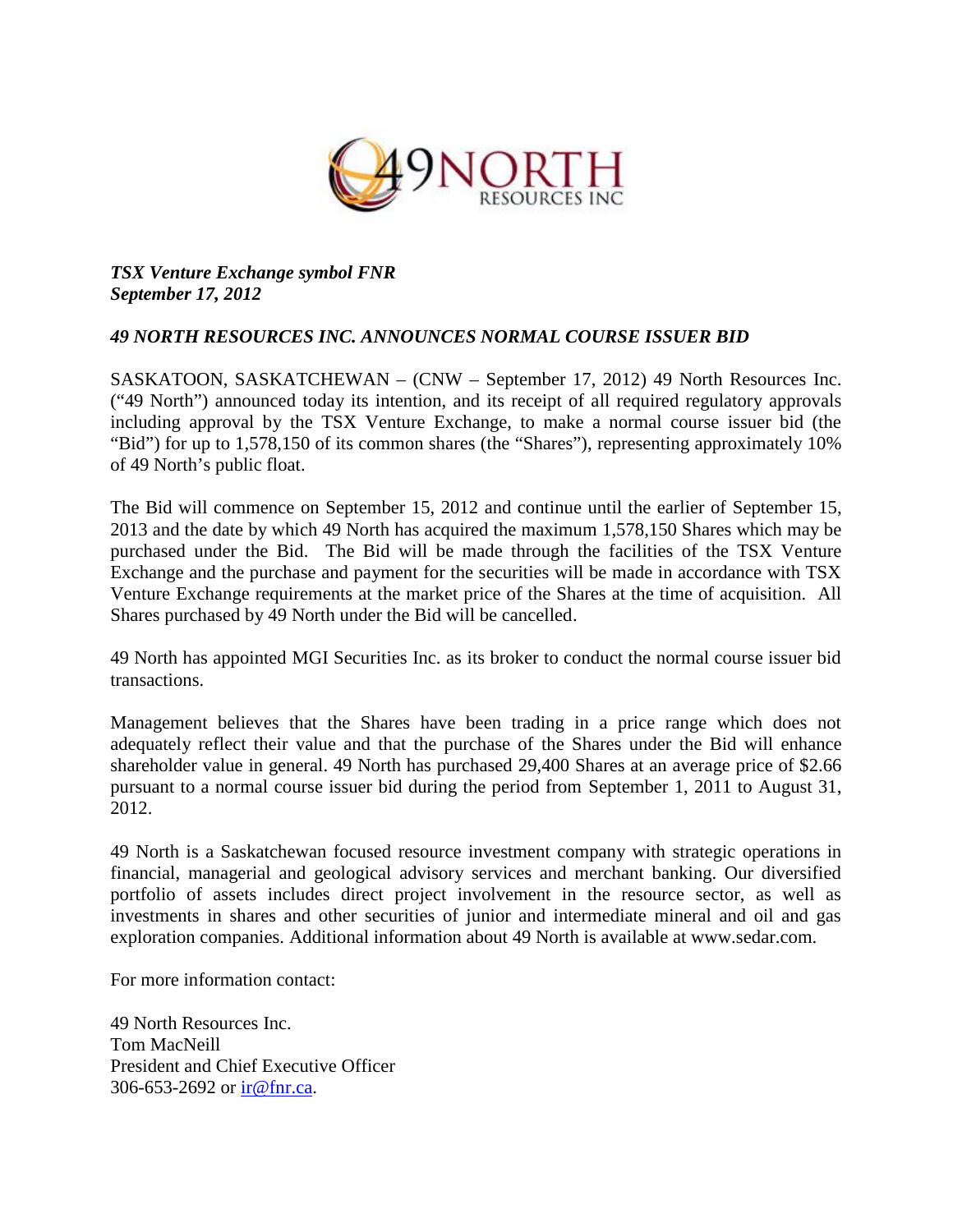*TSX Venture Exchange symbol FNR*
*September 17, 2012*

# *49 NORTH RESOURCES INC. ANNOUNCES NORMAL COURSE ISSUER BID*

SASKATOON, SASKATCHEWAN – (CNW – September 17, 2012) 49 North Resources Inc. ("49 North") announced today its intention, and its receipt of all required regulatory approvals including approval by the TSX Venture Exchange, to make a normal course issuer bid (the "Bid") for up to 1,578,150 of its common shares (the "Shares"), representing approximately 10% of 49 North's public float.

The Bid will commence on September 15, 2012 and continue until the earlier of September 15, 2013 and the date by which 49 North has acquired the maximum 1,578,150 Shares which may be purchased under the Bid. The Bid will be made through the facilities of the TSX Venture Exchange and the purchase and payment for the securities will be made in accordance with TSX Venture Exchange requirements at the market price of the Shares at the time of acquisition. All Shares purchased by 49 North under the Bid will be cancelled.

49 North has appointed MGI Securities Inc. as its broker to conduct the normal course issuer bid transactions.

Management believes that the Shares have been trading in a price range which does not adequately reflect their value and that the purchase of the Shares under the Bid will enhance shareholder value in general. 49 North has purchased 29,400 Shares at an average price of $2.66 pursuant to a normal course issuer bid during the period from September 1, 2011 to August 31, 2012.

49 North is a Saskatchewan focused resource investment company with strategic operations in financial, managerial and geological advisory services and merchant banking. Our diversified portfolio of assets includes direct project involvement in the resource sector, as well as investments in shares and other securities of junior and intermediate mineral and oil and gas exploration companies. Additional information about 49 North is available at www.sedar.com.

For more information contact:

49 North Resources Inc.
Tom MacNeill
President and Chief Executive Officer
306-653-2692 or ir@fnr.ca.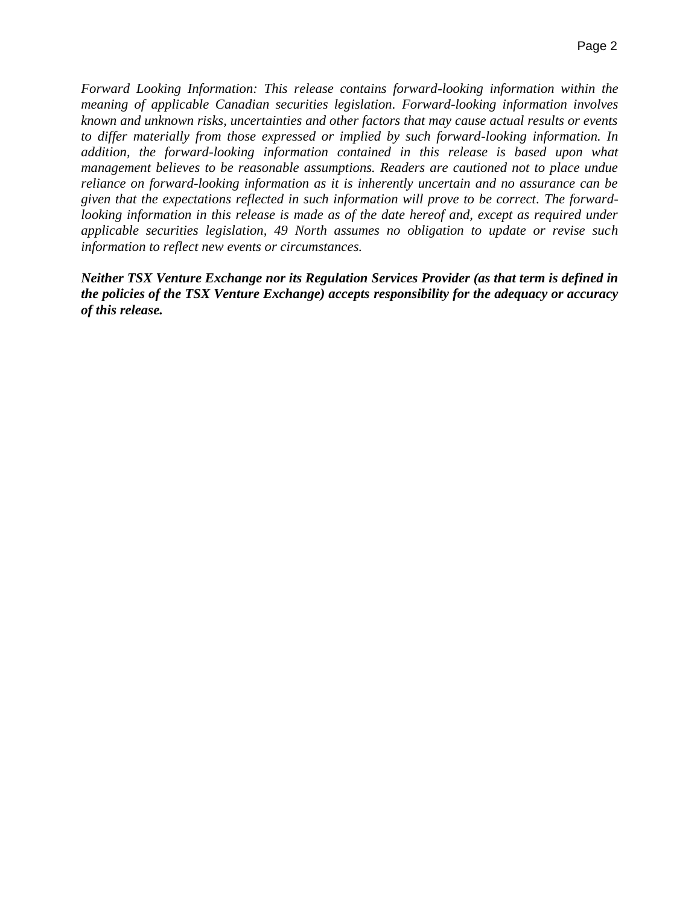*Forward Looking Information: This release contains forward-looking information within the meaning of applicable Canadian securities legislation. Forward-looking information involves known and unknown risks, uncertainties and other factors that may cause actual results or events to differ materially from those expressed or implied by such forward-looking information. In addition, the forward-looking information contained in this release is based upon what management believes to be reasonable assumptions. Readers are cautioned not to place undue reliance on forward-looking information as it is inherently uncertain and no assurance can be given that the expectations reflected in such information will prove to be correct. The forward-looking information in this release is made as of the date hereof and, except as required under applicable securities legislation, 49 North assumes no obligation to update or revise such information to reflect new events or circumstances.*

***Neither TSX Venture Exchange nor its Regulation Services Provider (as that term is defined in the policies of the TSX Venture Exchange) accepts responsibility for the adequacy or accuracy of this release.***